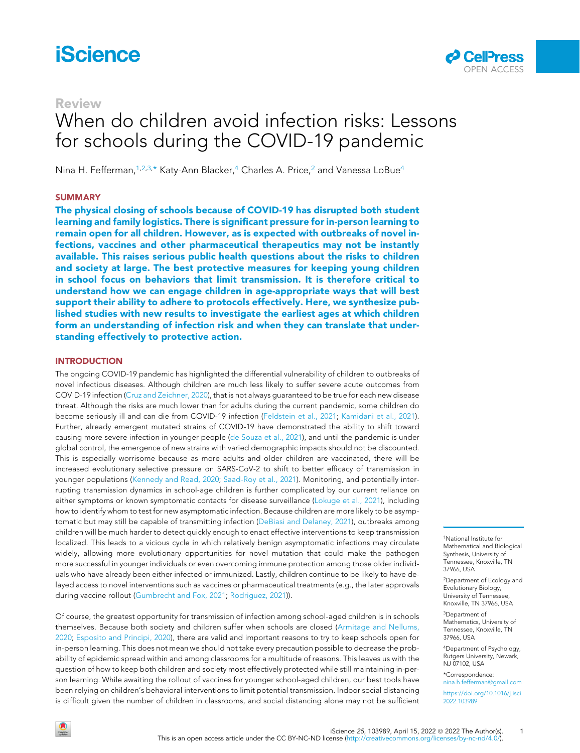Review

# When do children avoid infection risks: Lessons for schools during the COVID-19 pandemic

Nina H. Fefferman,[1,2,3,*] Katy-Ann Blacker,[4] Charles A. Price,[2] and Vanessa LoBue[4]

## SUMMARY

**The physical closing of schools because of COVID-19 has disrupted both student learning and family logistics. There is significant pressure for in-person learning to remain open for all children. However, as is expected with outbreaks of novel infections, vaccines and other pharmaceutical therapeutics may not be instantly available. This raises serious public health questions about the risks to children and society at large. The best protective measures for keeping young children in school focus on behaviors that limit transmission. It is therefore critical to understand how we can engage children in age-appropriate ways that will best support their ability to adhere to protocols effectively. Here, we synthesize published studies with new results to investigate the earliest ages at which children form an understanding of infection risk and when they can translate that understanding effectively to protective action.**

## INTRODUCTION

The ongoing COVID-19 pandemic has highlighted the differential vulnerability of children to outbreaks of novel infectious diseases. Although children are much less likely to suffer severe acute outcomes from COVID-19 infection (Cruz and Zeichner, 2020), that is not always guaranteed to be true for each new disease threat. Although the risks are much lower than for adults during the current pandemic, some children do become seriously ill and can die from COVID-19 infection (Feldstein et al., 2021; Kamidani et al., 2021). Further, already emergent mutated strains of COVID-19 have demonstrated the ability to shift toward causing more severe infection in younger people (de Souza et al., 2021), and until the pandemic is under global control, the emergence of new strains with varied demographic impacts should not be discounted. This is especially worrisome because as more adults and older children are vaccinated, there will be increased evolutionary selective pressure on SARS-CoV-2 to shift to better efficacy of transmission in younger populations (Kennedy and Read, 2020; Saad-Roy et al., 2021). Monitoring, and potentially interrupting transmission dynamics in school-age children is further complicated by our current reliance on either symptoms or known symptomatic contacts for disease surveillance (Lokuge et al., 2021), including how to identify whom to test for new asymptomatic infection. Because children are more likely to be asymptomatic but may still be capable of transmitting infection (DeBiasi and Delaney, 2021), outbreaks among children will be much harder to detect quickly enough to enact effective interventions to keep transmission localized. This leads to a vicious cycle in which relatively benign asymptomatic infections may circulate widely, allowing more evolutionary opportunities for novel mutation that could make the pathogen more successful in younger individuals or even overcoming immune protection among those older individuals who have already been either infected or immunized. Lastly, children continue to be likely to have delayed access to novel interventions such as vaccines or pharmaceutical treatments (e.g., the later approvals during vaccine rollout (Gumbrecht and Fox, 2021; Rodriguez, 2021)).

Of course, the greatest opportunity for transmission of infection among school-aged children is in schools themselves. Because both society and children suffer when schools are closed (Armitage and Nellums, 2020; Esposito and Principi, 2020), there are valid and important reasons to try to keep schools open for in-person learning. This does not mean we should not take every precaution possible to decrease the probability of epidemic spread within and among classrooms for a multitude of reasons. This leaves us with the question of how to keep both children and society most effectively protected while still maintaining in-person learning. While awaiting the rollout of vaccines for younger school-aged children, our best tools have been relying on children's behavioral interventions to limit potential transmission. Indoor social distancing is difficult given the number of children in classrooms, and social distancing alone may not be sufficient

[1]National Institute for Mathematical and Biological Synthesis, University of Tennessee, Knoxville, TN 37966, USA

[2]Department of Ecology and Evolutionary Biology, University of Tennessee, Knoxville, TN 37966, USA

[3]Department of Mathematics, University of Tennessee, Knoxville, TN 37966, USA

[4]Department of Psychology, Rutgers University, Newark, NJ 07102, USA

*Correspondence: nina.h.fefferman@gmail.com

https://doi.org/10.1016/j.isci.2022.103989

This is an open access article under the CC BY-NC-ND license (http://creativecommons.org/licenses/by-nc-nd/4.0/).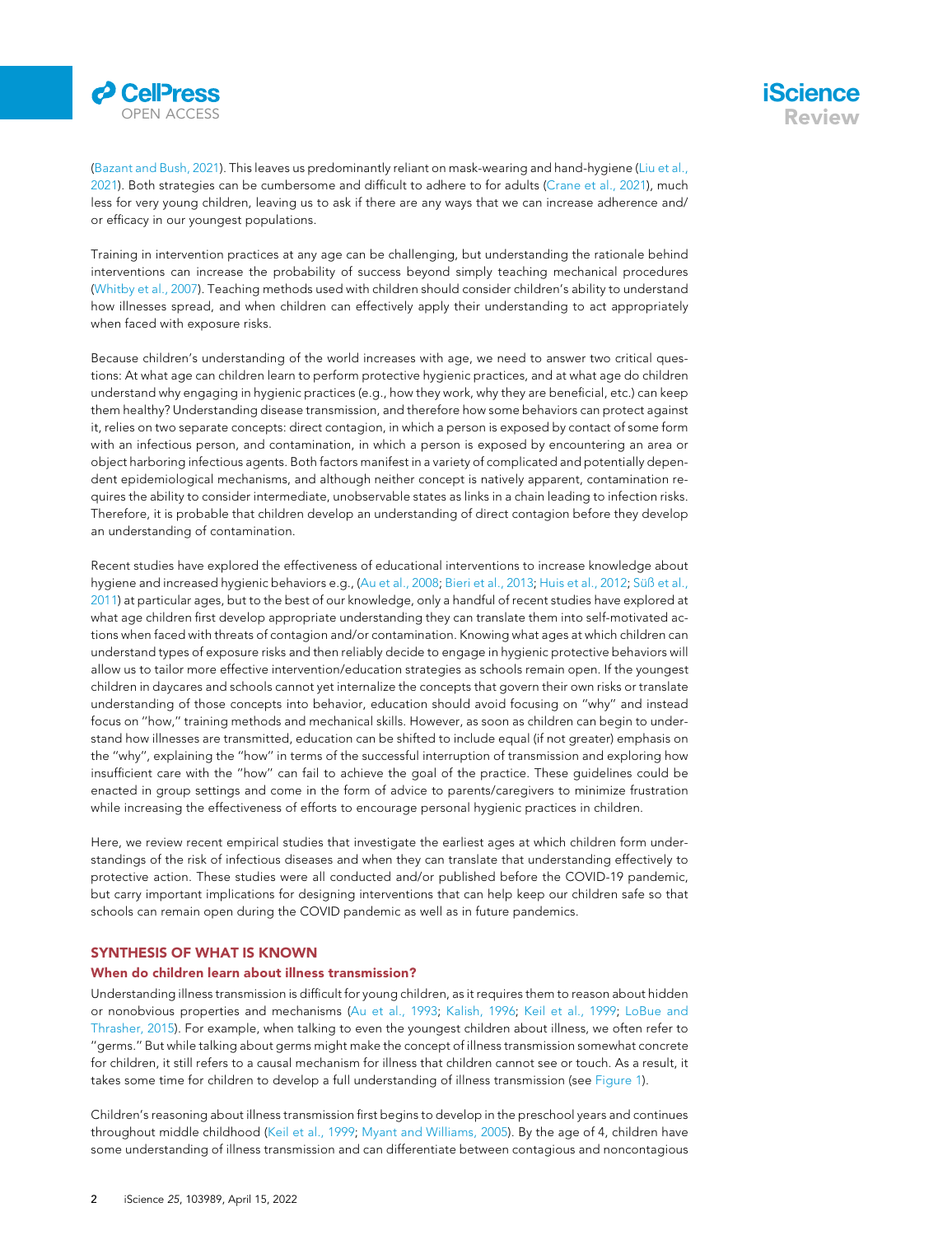(Bazant and Bush, 2021). This leaves us predominantly reliant on mask-wearing and hand-hygiene (Liu et al., 2021). Both strategies can be cumbersome and difficult to adhere to for adults (Crane et al., 2021), much less for very young children, leaving us to ask if there are any ways that we can increase adherence and/or efficacy in our youngest populations.

Training in intervention practices at any age can be challenging, but understanding the rationale behind interventions can increase the probability of success beyond simply teaching mechanical procedures (Whitby et al., 2007). Teaching methods used with children should consider children's ability to understand how illnesses spread, and when children can effectively apply their understanding to act appropriately when faced with exposure risks.

Because children's understanding of the world increases with age, we need to answer two critical questions: At what age can children learn to perform protective hygienic practices, and at what age do children understand why engaging in hygienic practices (e.g., how they work, why they are beneficial, etc.) can keep them healthy? Understanding disease transmission, and therefore how some behaviors can protect against it, relies on two separate concepts: direct contagion, in which a person is exposed by contact of some form with an infectious person, and contamination, in which a person is exposed by encountering an area or object harboring infectious agents. Both factors manifest in a variety of complicated and potentially dependent epidemiological mechanisms, and although neither concept is natively apparent, contamination requires the ability to consider intermediate, unobservable states as links in a chain leading to infection risks. Therefore, it is probable that children develop an understanding of direct contagion before they develop an understanding of contamination.

Recent studies have explored the effectiveness of educational interventions to increase knowledge about hygiene and increased hygienic behaviors e.g., (Au et al., 2008; Bieri et al., 2013; Huis et al., 2012; Süß et al., 2011) at particular ages, but to the best of our knowledge, only a handful of recent studies have explored at what age children first develop appropriate understanding they can translate them into self-motivated actions when faced with threats of contagion and/or contamination. Knowing what ages at which children can understand types of exposure risks and then reliably decide to engage in hygienic protective behaviors will allow us to tailor more effective intervention/education strategies as schools remain open. If the youngest children in daycares and schools cannot yet internalize the concepts that govern their own risks or translate understanding of those concepts into behavior, education should avoid focusing on "why" and instead focus on "how," training methods and mechanical skills. However, as soon as children can begin to understand how illnesses are transmitted, education can be shifted to include equal (if not greater) emphasis on the "why", explaining the "how" in terms of the successful interruption of transmission and exploring how insufficient care with the "how" can fail to achieve the goal of the practice. These guidelines could be enacted in group settings and come in the form of advice to parents/caregivers to minimize frustration while increasing the effectiveness of efforts to encourage personal hygienic practices in children.

Here, we review recent empirical studies that investigate the earliest ages at which children form understandings of the risk of infectious diseases and when they can translate that understanding effectively to protective action. These studies were all conducted and/or published before the COVID-19 pandemic, but carry important implications for designing interventions that can help keep our children safe so that schools can remain open during the COVID pandemic as well as in future pandemics.

## SYNTHESIS OF WHAT IS KNOWN

### When do children learn about illness transmission?

Understanding illness transmission is difficult for young children, as it requires them to reason about hidden or nonobvious properties and mechanisms (Au et al., 1993; Kalish, 1996; Keil et al., 1999; LoBue and Thrasher, 2015). For example, when talking to even the youngest children about illness, we often refer to "germs." But while talking about germs might make the concept of illness transmission somewhat concrete for children, it still refers to a causal mechanism for illness that children cannot see or touch. As a result, it takes some time for children to develop a full understanding of illness transmission (see Figure 1).

Children's reasoning about illness transmission first begins to develop in the preschool years and continues throughout middle childhood (Keil et al., 1999; Myant and Williams, 2005). By the age of 4, children have some understanding of illness transmission and can differentiate between contagious and noncontagious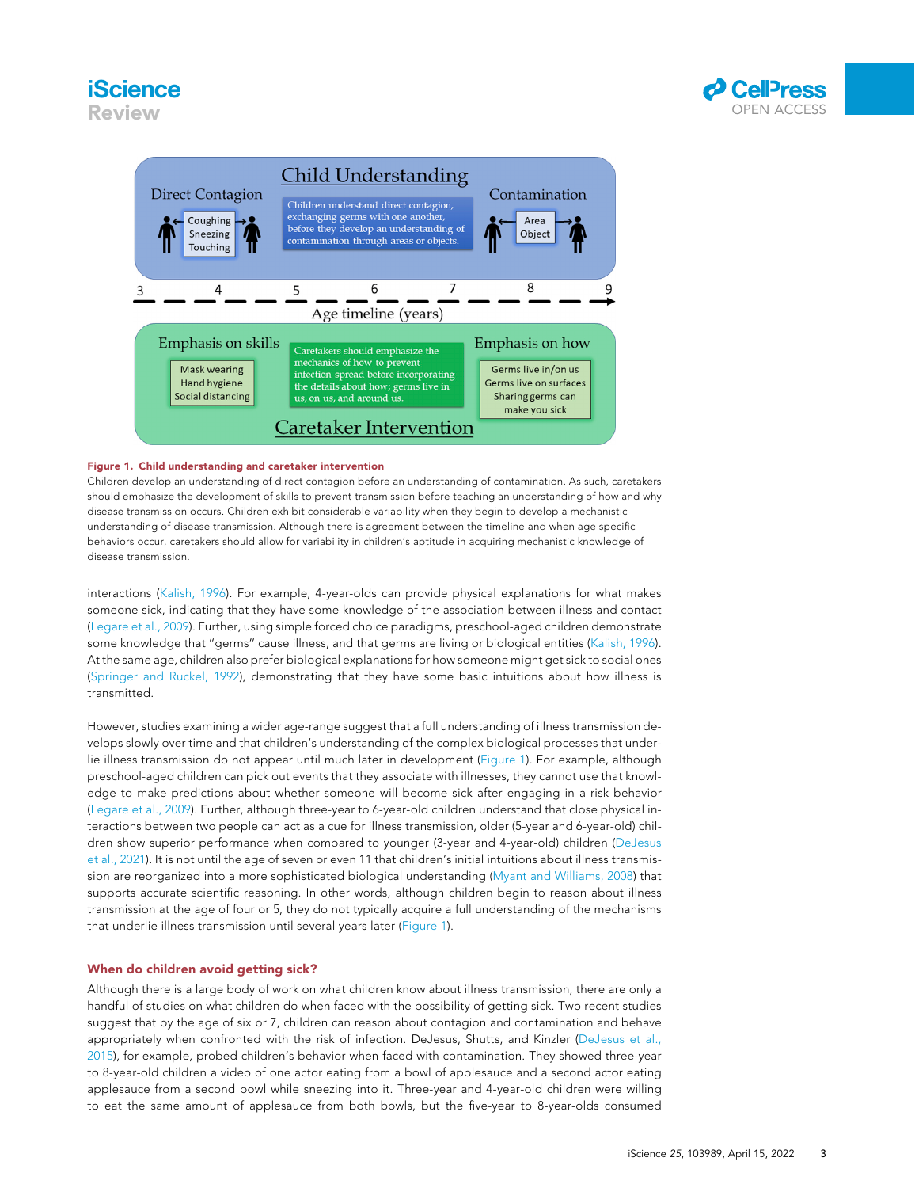**Figure 1. Child understanding and caretaker intervention**

Children develop an understanding of direct contagion before an understanding of contamination. As such, caretakers should emphasize the development of skills to prevent transmission before teaching an understanding of how and why disease transmission occurs. Children exhibit considerable variability when they begin to develop a mechanistic understanding of disease transmission. Although there is agreement between the timeline and when age specific behaviors occur, caretakers should allow for variability in children's aptitude in acquiring mechanistic knowledge of disease transmission.

interactions (Kalish, 1996). For example, 4-year-olds can provide physical explanations for what makes someone sick, indicating that they have some knowledge of the association between illness and contact (Legare et al., 2009). Further, using simple forced choice paradigms, preschool-aged children demonstrate some knowledge that "germs" cause illness, and that germs are living or biological entities (Kalish, 1996). At the same age, children also prefer biological explanations for how someone might get sick to social ones (Springer and Ruckel, 1992), demonstrating that they have some basic intuitions about how illness is transmitted.

However, studies examining a wider age-range suggest that a full understanding of illness transmission develops slowly over time and that children's understanding of the complex biological processes that underlie illness transmission do not appear until much later in development (Figure 1). For example, although preschool-aged children can pick out events that they associate with illnesses, they cannot use that knowledge to make predictions about whether someone will become sick after engaging in a risk behavior (Legare et al., 2009). Further, although three-year to 6-year-old children understand that close physical interactions between two people can act as a cue for illness transmission, older (5-year and 6-year-old) children show superior performance when compared to younger (3-year and 4-year-old) children (DeJesus et al., 2021). It is not until the age of seven or even 11 that children's initial intuitions about illness transmission are reorganized into a more sophisticated biological understanding (Myant and Williams, 2008) that supports accurate scientific reasoning. In other words, although children begin to reason about illness transmission at the age of four or 5, they do not typically acquire a full understanding of the mechanisms that underlie illness transmission until several years later (Figure 1).

## When do children avoid getting sick?

Although there is a large body of work on what children know about illness transmission, there are only a handful of studies on what children do when faced with the possibility of getting sick. Two recent studies suggest that by the age of six or 7, children can reason about contagion and contamination and behave appropriately when confronted with the risk of infection. DeJesus, Shutts, and Kinzler (DeJesus et al., 2015), for example, probed children's behavior when faced with contamination. They showed three-year to 8-year-old children a video of one actor eating from a bowl of applesauce and a second actor eating applesauce from a second bowl while sneezing into it. Three-year and 4-year-old children were willing to eat the same amount of applesauce from both bowls, but the five-year to 8-year-olds consumed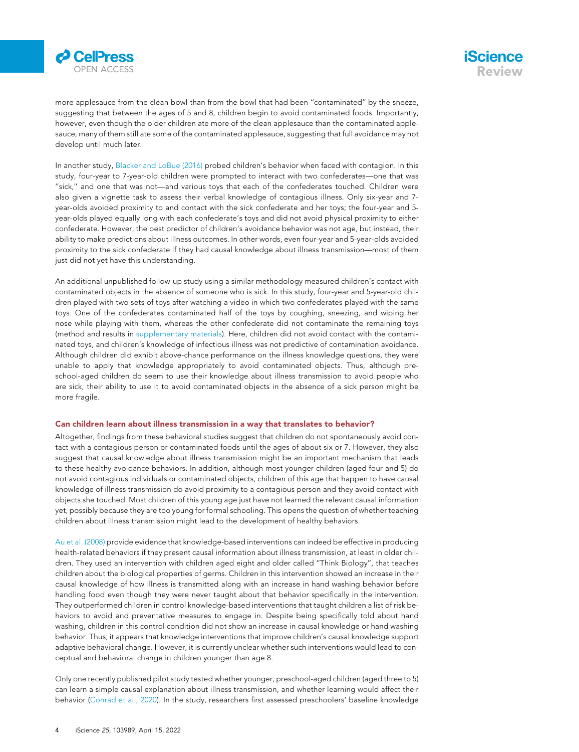more applesauce from the clean bowl than from the bowl that had been "contaminated" by the sneeze, suggesting that between the ages of 5 and 8, children begin to avoid contaminated foods. Importantly, however, even though the older children ate more of the clean applesauce than the contaminated applesauce, many of them still ate some of the contaminated applesauce, suggesting that full avoidance may not develop until much later.

In another study, Blacker and LoBue (2016) probed children's behavior when faced with contagion. In this study, four-year to 7-year-old children were prompted to interact with two confederates—one that was "sick," and one that was not—and various toys that each of the confederates touched. Children were also given a vignette task to assess their verbal knowledge of contagious illness. Only six-year and 7-year-olds avoided proximity to and contact with the sick confederate and her toys; the four-year and 5-year-olds played equally long with each confederate's toys and did not avoid physical proximity to either confederate. However, the best predictor of children's avoidance behavior was not age, but instead, their ability to make predictions about illness outcomes. In other words, even four-year and 5-year-olds avoided proximity to the sick confederate if they had causal knowledge about illness transmission—most of them just did not yet have this understanding.

An additional unpublished follow-up study using a similar methodology measured children's contact with contaminated objects in the absence of someone who is sick. In this study, four-year and 5-year-old children played with two sets of toys after watching a video in which two confederates played with the same toys. One of the confederates contaminated half of the toys by coughing, sneezing, and wiping her nose while playing with them, whereas the other confederate did not contaminate the remaining toys (method and results in supplementary materials). Here, children did not avoid contact with the contaminated toys, and children's knowledge of infectious illness was not predictive of contamination avoidance. Although children did exhibit above-chance performance on the illness knowledge questions, they were unable to apply that knowledge appropriately to avoid contaminated objects. Thus, although preschool-aged children do seem to use their knowledge about illness transmission to avoid people who are sick, their ability to use it to avoid contaminated objects in the absence of a sick person might be more fragile.

## Can children learn about illness transmission in a way that translates to behavior?

Altogether, findings from these behavioral studies suggest that children do not spontaneously avoid contact with a contagious person or contaminated foods until the ages of about six or 7. However, they also suggest that causal knowledge about illness transmission might be an important mechanism that leads to these healthy avoidance behaviors. In addition, although most younger children (aged four and 5) do not avoid contagious individuals or contaminated objects, children of this age that happen to have causal knowledge of illness transmission do avoid proximity to a contagious person and they avoid contact with objects she touched. Most children of this young age just have not learned the relevant causal information yet, possibly because they are too young for formal schooling. This opens the question of whether teaching children about illness transmission might lead to the development of healthy behaviors.

Au et al. (2008) provide evidence that knowledge-based interventions can indeed be effective in producing health-related behaviors if they present causal information about illness transmission, at least in older children. They used an intervention with children aged eight and older called "Think Biology", that teaches children about the biological properties of germs. Children in this intervention showed an increase in their causal knowledge of how illness is transmitted along with an increase in hand washing behavior before handling food even though they were never taught about that behavior specifically in the intervention. They outperformed children in control knowledge-based interventions that taught children a list of risk behaviors to avoid and preventative measures to engage in. Despite being specifically told about hand washing, children in this control condition did not show an increase in causal knowledge or hand washing behavior. Thus, it appears that knowledge interventions that improve children's causal knowledge support adaptive behavioral change. However, it is currently unclear whether such interventions would lead to conceptual and behavioral change in children younger than age 8.

Only one recently published pilot study tested whether younger, preschool-aged children (aged three to 5) can learn a simple causal explanation about illness transmission, and whether learning would affect their behavior (Conrad et al., 2020). In the study, researchers first assessed preschoolers' baseline knowledge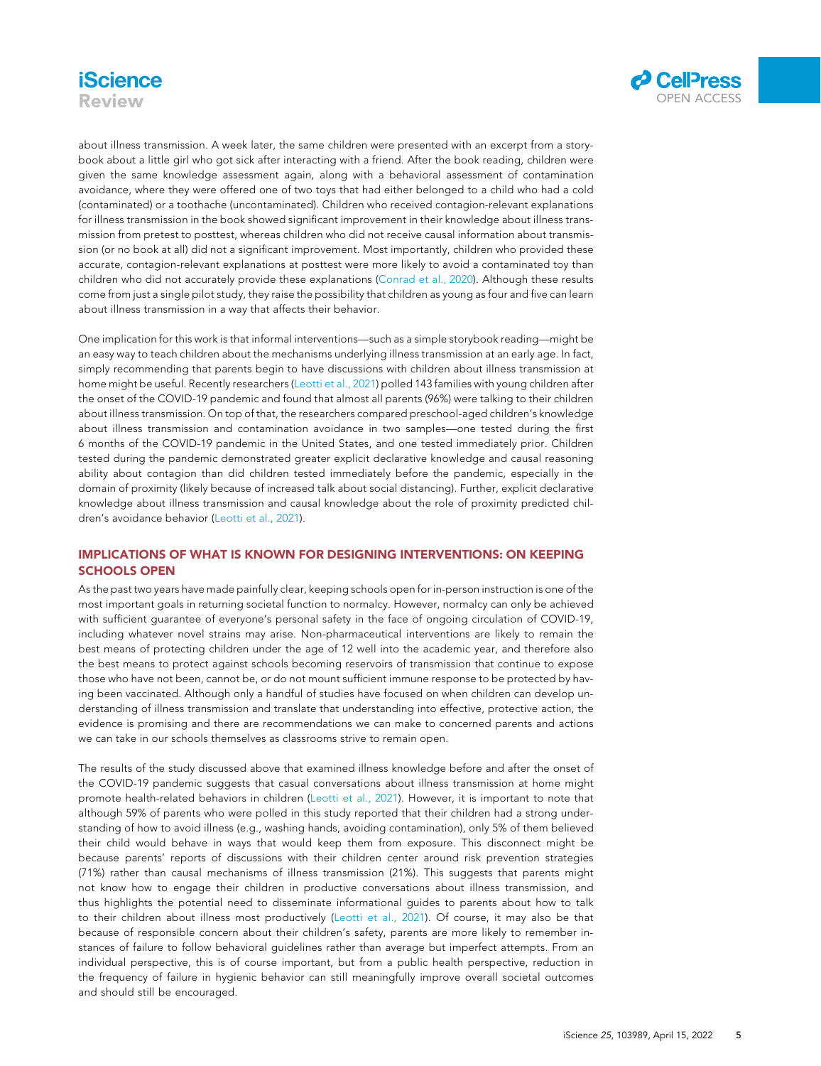about illness transmission. A week later, the same children were presented with an excerpt from a storybook about a little girl who got sick after interacting with a friend. After the book reading, children were given the same knowledge assessment again, along with a behavioral assessment of contamination avoidance, where they were offered one of two toys that had either belonged to a child who had a cold (contaminated) or a toothache (uncontaminated). Children who received contagion-relevant explanations for illness transmission in the book showed significant improvement in their knowledge about illness transmission from pretest to posttest, whereas children who did not receive causal information about transmission (or no book at all) did not a significant improvement. Most importantly, children who provided these accurate, contagion-relevant explanations at posttest were more likely to avoid a contaminated toy than children who did not accurately provide these explanations (Conrad et al., 2020). Although these results come from just a single pilot study, they raise the possibility that children as young as four and five can learn about illness transmission in a way that affects their behavior.

One implication for this work is that informal interventions—such as a simple storybook reading—might be an easy way to teach children about the mechanisms underlying illness transmission at an early age. In fact, simply recommending that parents begin to have discussions with children about illness transmission at home might be useful. Recently researchers (Leotti et al., 2021) polled 143 families with young children after the onset of the COVID-19 pandemic and found that almost all parents (96%) were talking to their children about illness transmission. On top of that, the researchers compared preschool-aged children's knowledge about illness transmission and contamination avoidance in two samples—one tested during the first 6 months of the COVID-19 pandemic in the United States, and one tested immediately prior. Children tested during the pandemic demonstrated greater explicit declarative knowledge and causal reasoning ability about contagion than did children tested immediately before the pandemic, especially in the domain of proximity (likely because of increased talk about social distancing). Further, explicit declarative knowledge about illness transmission and causal knowledge about the role of proximity predicted children's avoidance behavior (Leotti et al., 2021).

## IMPLICATIONS OF WHAT IS KNOWN FOR DESIGNING INTERVENTIONS: ON KEEPING SCHOOLS OPEN

As the past two years have made painfully clear, keeping schools open for in-person instruction is one of the most important goals in returning societal function to normalcy. However, normalcy can only be achieved with sufficient guarantee of everyone's personal safety in the face of ongoing circulation of COVID-19, including whatever novel strains may arise. Non-pharmaceutical interventions are likely to remain the best means of protecting children under the age of 12 well into the academic year, and therefore also the best means to protect against schools becoming reservoirs of transmission that continue to expose those who have not been, cannot be, or do not mount sufficient immune response to be protected by having been vaccinated. Although only a handful of studies have focused on when children can develop understanding of illness transmission and translate that understanding into effective, protective action, the evidence is promising and there are recommendations we can make to concerned parents and actions we can take in our schools themselves as classrooms strive to remain open.

The results of the study discussed above that examined illness knowledge before and after the onset of the COVID-19 pandemic suggests that casual conversations about illness transmission at home might promote health-related behaviors in children (Leotti et al., 2021). However, it is important to note that although 59% of parents who were polled in this study reported that their children had a strong understanding of how to avoid illness (e.g., washing hands, avoiding contamination), only 5% of them believed their child would behave in ways that would keep them from exposure. This disconnect might be because parents' reports of discussions with their children center around risk prevention strategies (71%) rather than causal mechanisms of illness transmission (21%). This suggests that parents might not know how to engage their children in productive conversations about illness transmission, and thus highlights the potential need to disseminate informational guides to parents about how to talk to their children about illness most productively (Leotti et al., 2021). Of course, it may also be that because of responsible concern about their children's safety, parents are more likely to remember instances of failure to follow behavioral guidelines rather than average but imperfect attempts. From an individual perspective, this is of course important, but from a public health perspective, reduction in the frequency of failure in hygienic behavior can still meaningfully improve overall societal outcomes and should still be encouraged.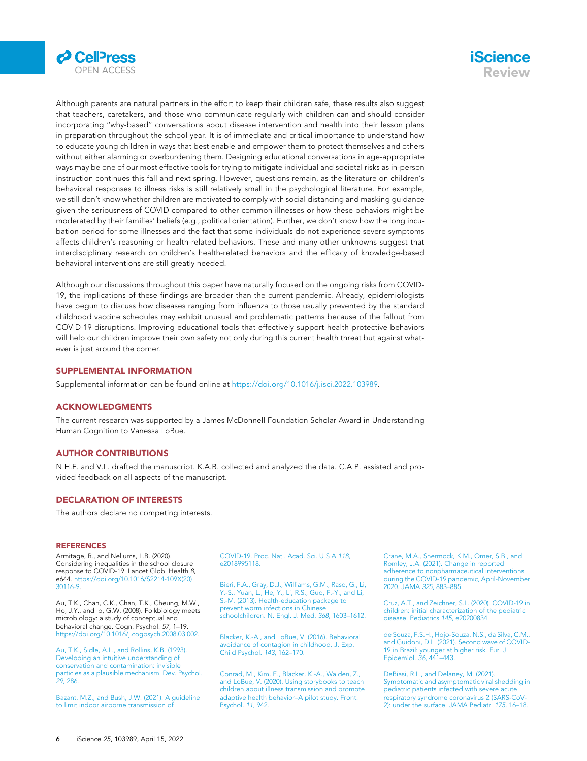Although parents are natural partners in the effort to keep their children safe, these results also suggest that teachers, caretakers, and those who communicate regularly with children can and should consider incorporating "why-based" conversations about disease intervention and health into their lesson plans in preparation throughout the school year. It is of immediate and critical importance to understand how to educate young children in ways that best enable and empower them to protect themselves and others without either alarming or overburdening them. Designing educational conversations in age-appropriate ways may be one of our most effective tools for trying to mitigate individual and societal risks as in-person instruction continues this fall and next spring. However, questions remain, as the literature on children's behavioral responses to illness risks is still relatively small in the psychological literature. For example, we still don't know whether children are motivated to comply with social distancing and masking guidance given the seriousness of COVID compared to other common illnesses or how these behaviors might be moderated by their families' beliefs (e.g., political orientation). Further, we don't know how the long incubation period for some illnesses and the fact that some individuals do not experience severe symptoms affects children's reasoning or health-related behaviors. These and many other unknowns suggest that interdisciplinary research on children's health-related behaviors and the efficacy of knowledge-based behavioral interventions are still greatly needed.

Although our discussions throughout this paper have naturally focused on the ongoing risks from COVID-19, the implications of these findings are broader than the current pandemic. Already, epidemiologists have begun to discuss how diseases ranging from influenza to those usually prevented by the standard childhood vaccine schedules may exhibit unusual and problematic patterns because of the fallout from COVID-19 disruptions. Improving educational tools that effectively support health protective behaviors will help our children improve their own safety not only during this current health threat but against whatever is just around the corner.

## SUPPLEMENTAL INFORMATION

Supplemental information can be found online at https://doi.org/10.1016/j.isci.2022.103989.

## ACKNOWLEDGMENTS

The current research was supported by a James McDonnell Foundation Scholar Award in Understanding Human Cognition to Vanessa LoBue.

## AUTHOR CONTRIBUTIONS

N.H.F. and V.L. drafted the manuscript. K.A.B. collected and analyzed the data. C.A.P. assisted and provided feedback on all aspects of the manuscript.

## DECLARATION OF INTERESTS

The authors declare no competing interests.

## REFERENCES

Armitage, R., and Nellums, L.B. (2020). Considering inequalities in the school closure response to COVID-19. Lancet Glob. Health *8*, e644. https://doi.org/10.1016/S2214-109X(20)30116-9.

Au, T.K., Chan, C.K., Chan, T.K., Cheung, M.W., Ho, J.Y., and Ip, G.W. (2008). Folkbiology meets microbiology: a study of conceptual and behavioral change. Cogn. Psychol. *57*, 1–19. https://doi.org/10.1016/j.cogpsych.2008.03.002.

Au, T.K., Sidle, A.L., and Rollins, K.B. (1993). Developing an intuitive understanding of conservation and contamination: invisible particles as a plausible mechanism. Dev. Psychol. *29*, 286.

Bazant, M.Z., and Bush, J.W. (2021). A guideline to limit indoor airborne transmission of COVID-19. Proc. Natl. Acad. Sci. U S A *118*, e2018995118.

Bieri, F.A., Gray, D.J., Williams, G.M., Raso, G., Li, Y.-S., Yuan, L., He, Y., Li, R.S., Guo, F.-Y., and Li, S.-M. (2013). Health-education package to prevent worm infections in Chinese schoolchildren. N. Engl. J. Med. *368*, 1603–1612.

Blacker, K.-A., and LoBue, V. (2016). Behavioral avoidance of contagion in childhood. J. Exp. Child Psychol. *143*, 162–170.

Conrad, M., Kim, E., Blacker, K.-A., Walden, Z., and LoBue, V. (2020). Using storybooks to teach children about illness transmission and promote adaptive health behavior–A pilot study. Front. Psychol. *11*, 942.

Crane, M.A., Shermock, K.M., Omer, S.B., and Romley, J.A. (2021). Change in reported adherence to nonpharmaceutical interventions during the COVID-19 pandemic, April-November 2020. JAMA *325*, 883–885.

Cruz, A.T., and Zeichner, S.L. (2020). COVID-19 in children: initial characterization of the pediatric disease. Pediatrics *145*, e20200834.

de Souza, F.S.H., Hojo-Souza, N.S., da Silva, C.M., and Guidoni, D.L. (2021). Second wave of COVID-19 in Brazil: younger at higher risk. Eur. J. Epidemiol. *36*, 441–443.

DeBiasi, R.L., and Delaney, M. (2021). Symptomatic and asymptomatic viral shedding in pediatric patients infected with severe acute respiratory syndrome coronavirus 2 (SARS-CoV-2): under the surface. JAMA Pediatr. *175*, 16–18.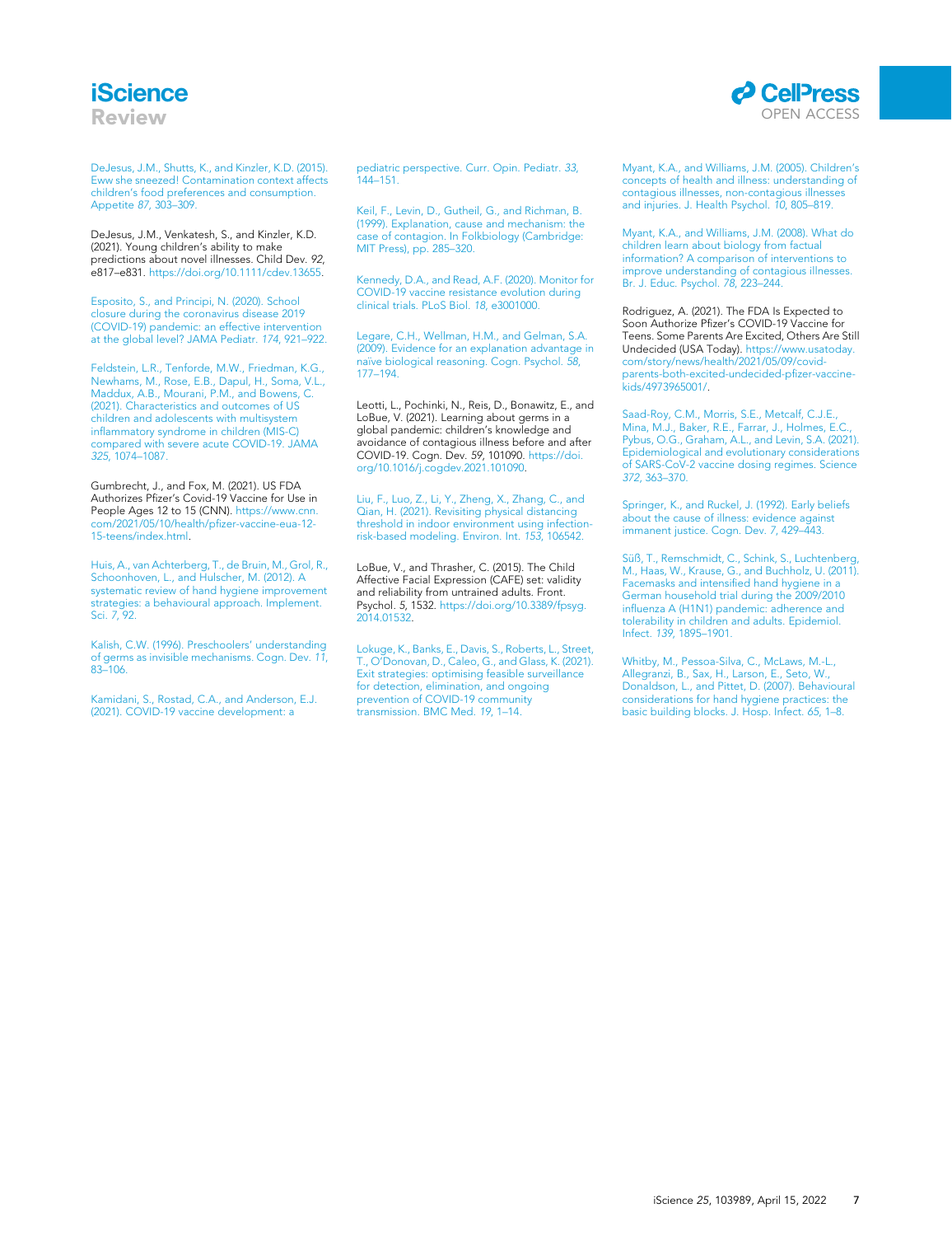DeJesus, J.M., Shutts, K., and Kinzler, K.D. (2015). Eww she sneezed! Contamination context affects children's food preferences and consumption. Appetite *87*, 303–309.

DeJesus, J.M., Venkatesh, S., and Kinzler, K.D. (2021). Young children's ability to make predictions about novel illnesses. Child Dev. *92*, e817–e831. https://doi.org/10.1111/cdev.13655.

Esposito, S., and Principi, N. (2020). School closure during the coronavirus disease 2019 (COVID-19) pandemic: an effective intervention at the global level? JAMA Pediatr. *174*, 921–922.

Feldstein, L.R., Tenforde, M.W., Friedman, K.G., Newhams, M., Rose, E.B., Dapul, H., Soma, V.L., Maddux, A.B., Mourani, P.M., and Bowens, C. (2021). Characteristics and outcomes of US children and adolescents with multisystem inflammatory syndrome in children (MIS-C) compared with severe acute COVID-19. JAMA *325*, 1074–1087.

Gumbrecht, J., and Fox, M. (2021). US FDA Authorizes Pfizer's Covid-19 Vaccine for Use in People Ages 12 to 15 (CNN). https://www.cnn.com/2021/05/10/health/pfizer-vaccine-eua-12-15-teens/index.html.

Huis, A., van Achterberg, T., de Bruin, M., Grol, R., Schoonhoven, L., and Hulscher, M. (2012). A systematic review of hand hygiene improvement strategies: a behavioural approach. Implement. Sci. *7*, 92.

Kalish, C.W. (1996). Preschoolers' understanding of germs as invisible mechanisms. Cogn. Dev. *11*, 83–106.

Kamidani, S., Rostad, C.A., and Anderson, E.J. (2021). COVID-19 vaccine development: a pediatric perspective. Curr. Opin. Pediatr. *33*, 144–151.

Keil, F., Levin, D., Gutheil, G., and Richman, B. (1999). Explanation, cause and mechanism: the case of contagion. In Folkbiology (Cambridge: MIT Press), pp. 285–320.

Kennedy, D.A., and Read, A.F. (2020). Monitor for COVID-19 vaccine resistance evolution during clinical trials. PLoS Biol. *18*, e3001000.

Legare, C.H., Wellman, H.M., and Gelman, S.A. (2009). Evidence for an explanation advantage in naïve biological reasoning. Cogn. Psychol. *58*, 177–194.

Leotti, L., Pochinki, N., Reis, D., Bonawitz, E., and LoBue, V. (2021). Learning about germs in a global pandemic: children's knowledge and avoidance of contagious illness before and after COVID-19. Cogn. Dev. *59*, 101090. https://doi.org/10.1016/j.cogdev.2021.101090.

Liu, F., Luo, Z., Li, Y., Zheng, X., Zhang, C., and Qian, H. (2021). Revisiting physical distancing threshold in indoor environment using infection-risk-based modeling. Environ. Int. *153*, 106542.

LoBue, V., and Thrasher, C. (2015). The Child Affective Facial Expression (CAFE) set: validity and reliability from untrained adults. Front. Psychol. *5*, 1532. https://doi.org/10.3389/fpsyg.2014.01532.

Lokuge, K., Banks, E., Davis, S., Roberts, L., Street, T., O'Donovan, D., Caleo, G., and Glass, K. (2021). Exit strategies: optimising feasible surveillance for detection, elimination, and ongoing prevention of COVID-19 community transmission. BMC Med. *19*, 1–14.

Myant, K.A., and Williams, J.M. (2005). Children's concepts of health and illness: understanding of contagious illnesses, non-contagious illnesses and injuries. J. Health Psychol. *10*, 805–819.

Myant, K.A., and Williams, J.M. (2008). What do children learn about biology from factual information? A comparison of interventions to improve understanding of contagious illnesses. Br. J. Educ. Psychol. *78*, 223–244.

Rodriguez, A. (2021). The FDA Is Expected to Soon Authorize Pfizer's COVID-19 Vaccine for Teens. Some Parents Are Excited, Others Are Still Undecided (USA Today). https://www.usatoday.com/story/news/health/2021/05/09/covid-parents-both-excited-undecided-pfizer-vaccine-kids/4973965001/.

Saad-Roy, C.M., Morris, S.E., Metcalf, C.J.E., Mina, M.J., Baker, R.E., Farrar, J., Holmes, E.C., Pybus, O.G., Graham, A.L., and Levin, S.A. (2021). Epidemiological and evolutionary considerations of SARS-CoV-2 vaccine dosing regimes. Science *372*, 363–370.

Springer, K., and Ruckel, J. (1992). Early beliefs about the cause of illness: evidence against immanent justice. Cogn. Dev. *7*, 429–443.

Süß, T., Remschmidt, C., Schink, S., Luchtenberg, M., Haas, W., Krause, G., and Buchholz, U. (2011). Facemasks and intensified hand hygiene in a German household trial during the 2009/2010 influenza A (H1N1) pandemic: adherence and tolerability in children and adults. Epidemiol. Infect. *139*, 1895–1901.

Whitby, M., Pessoa-Silva, C., McLaws, M.-L., Allegranzi, B., Sax, H., Larson, E., Seto, W., Donaldson, L., and Pittet, D. (2007). Behavioural considerations for hand hygiene practices: the basic building blocks. J. Hosp. Infect. *65*, 1–8.